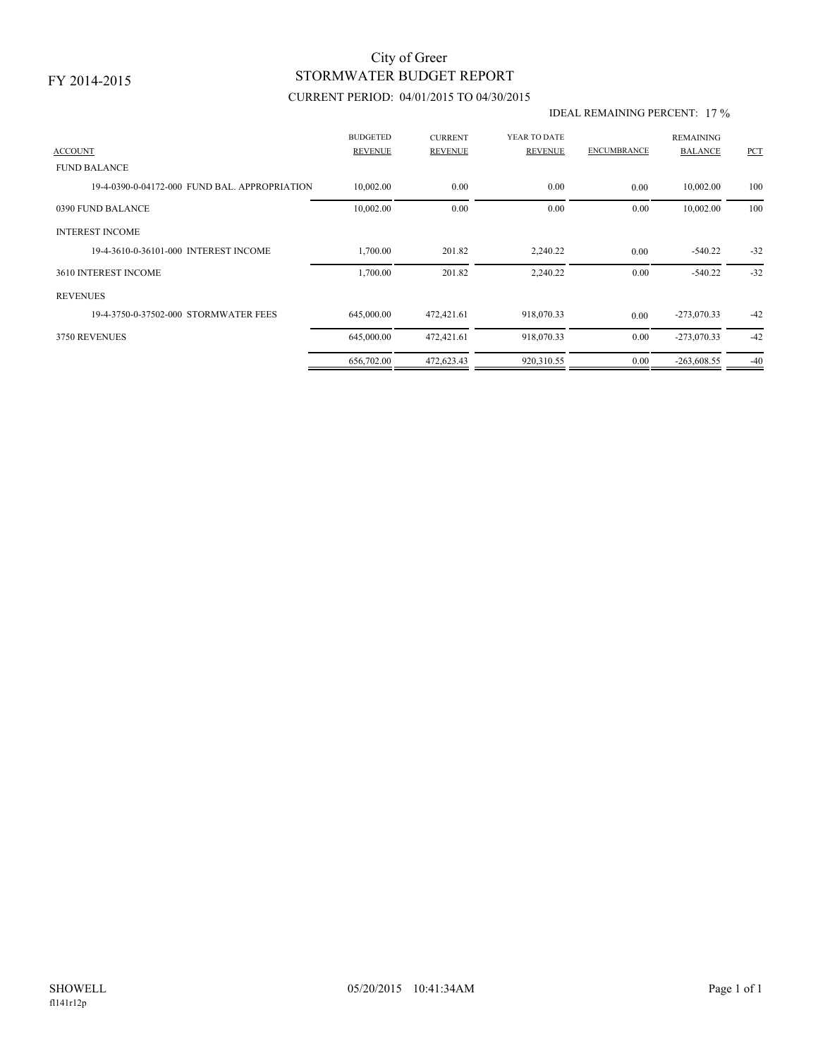FY 2014-2015

# City of Greer
## STORMWATER BUDGET REPORT
### CURRENT PERIOD: 04/01/2015 TO 04/30/2015

IDEAL REMAINING PERCENT: 17 %

| ACCOUNT | BUDGETED REVENUE | CURRENT REVENUE | YEAR TO DATE REVENUE | ENCUMBRANCE | REMAINING BALANCE | PCT |
|---|---|---|---|---|---|---|
| FUND BALANCE | | | | | | |
| 19-4-0390-0-04172-000 FUND BAL. APPROPRIATION | 10,002.00 | 0.00 | 0.00 | 0.00 | 10,002.00 | 100 |
| 0390 FUND BALANCE | 10,002.00 | 0.00 | 0.00 | 0.00 | 10,002.00 | 100 |
| INTEREST INCOME | | | | | | |
| 19-4-3610-0-36101-000 INTEREST INCOME | 1,700.00 | 201.82 | 2,240.22 | 0.00 | -540.22 | -32 |
| 3610 INTEREST INCOME | 1,700.00 | 201.82 | 2,240.22 | 0.00 | -540.22 | -32 |
| REVENUES | | | | | | |
| 19-4-3750-0-37502-000 STORMWATER FEES | 645,000.00 | 472,421.61 | 918,070.33 | 0.00 | -273,070.33 | -42 |
| 3750 REVENUES | 645,000.00 | 472,421.61 | 918,070.33 | 0.00 | -273,070.33 | -42 |
| | 656,702.00 | 472,623.43 | 920,310.55 | 0.00 | -263,608.55 | -40 |

SHOWELL
fl141r12p

05/20/2015 10:41:34AM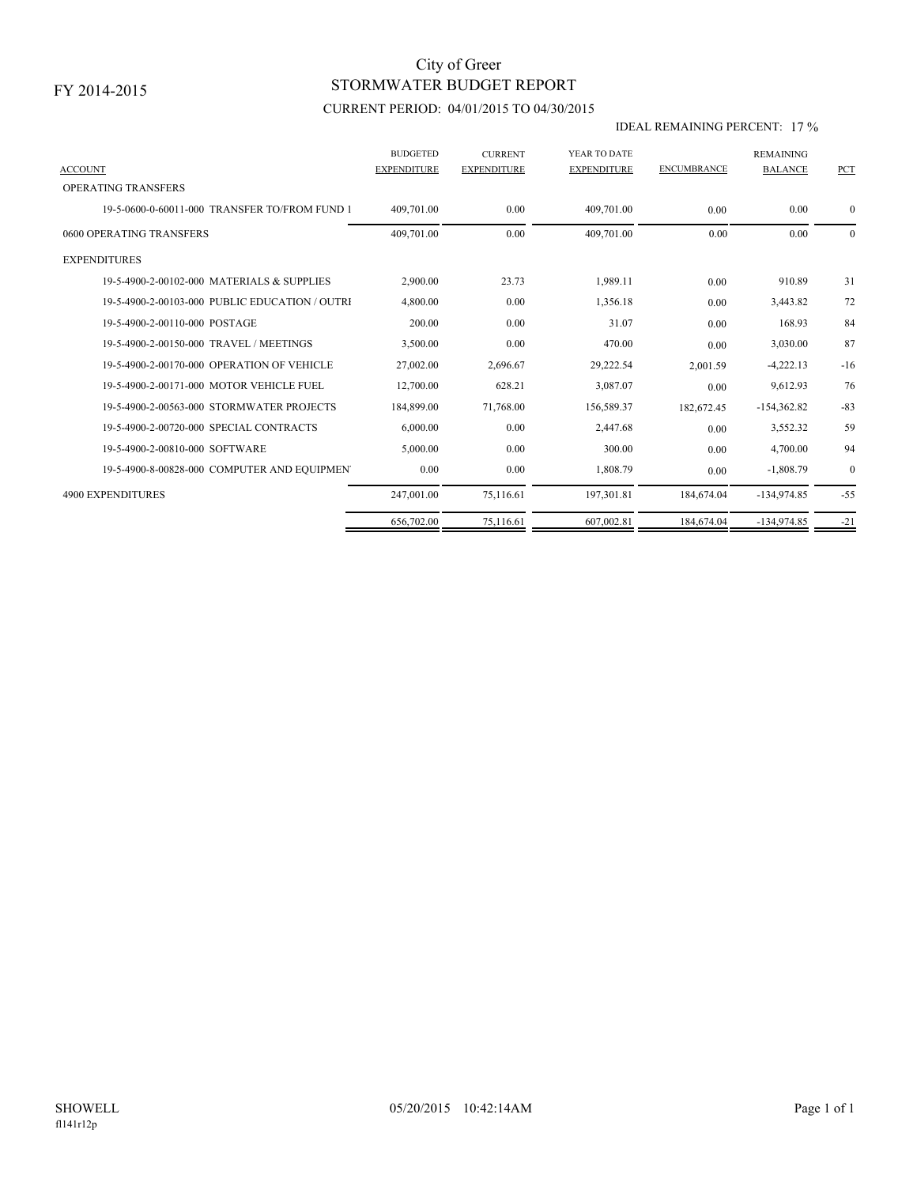FY 2014-2015

# City of Greer
## STORMWATER BUDGET REPORT

CURRENT PERIOD: 04/01/2015 TO 04/30/2015

IDEAL REMAINING PERCENT: 17 %

| ACCOUNT | BUDGETED EXPENDITURE | CURRENT EXPENDITURE | YEAR TO DATE EXPENDITURE | ENCUMBRANCE | REMAINING BALANCE | PCT |
|---|---|---|---|---|---|---|
| OPERATING TRANSFERS | | | | | | |
| 19-5-0600-0-60011-000 TRANSFER TO/FROM FUND 1 | 409,701.00 | 0.00 | 409,701.00 | 0.00 | 0.00 | 0 |
| 0600 OPERATING TRANSFERS | 409,701.00 | 0.00 | 409,701.00 | 0.00 | 0.00 | 0 |
| EXPENDITURES | | | | | | |
| 19-5-4900-2-00102-000 MATERIALS & SUPPLIES | 2,900.00 | 23.73 | 1,989.11 | 0.00 | 910.89 | 31 |
| 19-5-4900-2-00103-000 PUBLIC EDUCATION / OUTRI | 4,800.00 | 0.00 | 1,356.18 | 0.00 | 3,443.82 | 72 |
| 19-5-4900-2-00110-000 POSTAGE | 200.00 | 0.00 | 31.07 | 0.00 | 168.93 | 84 |
| 19-5-4900-2-00150-000 TRAVEL / MEETINGS | 3,500.00 | 0.00 | 470.00 | 0.00 | 3,030.00 | 87 |
| 19-5-4900-2-00170-000 OPERATION OF VEHICLE | 27,002.00 | 2,696.67 | 29,222.54 | 2,001.59 | -4,222.13 | -16 |
| 19-5-4900-2-00171-000 MOTOR VEHICLE FUEL | 12,700.00 | 628.21 | 3,087.07 | 0.00 | 9,612.93 | 76 |
| 19-5-4900-2-00563-000 STORMWATER PROJECTS | 184,899.00 | 71,768.00 | 156,589.37 | 182,672.45 | -154,362.82 | -83 |
| 19-5-4900-2-00720-000 SPECIAL CONTRACTS | 6,000.00 | 0.00 | 2,447.68 | 0.00 | 3,552.32 | 59 |
| 19-5-4900-2-00810-000 SOFTWARE | 5,000.00 | 0.00 | 300.00 | 0.00 | 4,700.00 | 94 |
| 19-5-4900-8-00828-000 COMPUTER AND EQUIPMEN | 0.00 | 0.00 | 1,808.79 | 0.00 | -1,808.79 | 0 |
| 4900 EXPENDITURES | 247,001.00 | 75,116.61 | 197,301.81 | 184,674.04 | -134,974.85 | -55 |
| | 656,702.00 | 75,116.61 | 607,002.81 | 184,674.04 | -134,974.85 | -21 |

SHOWELL
fl141r12p

05/20/2015 10:42:14AM